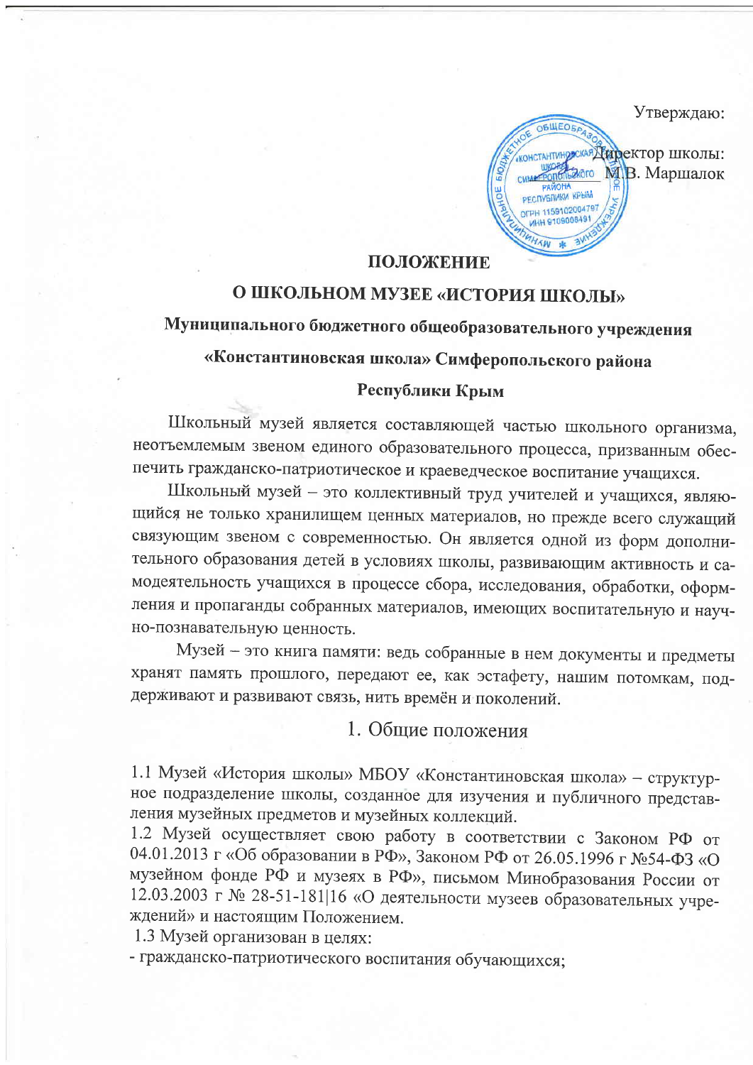Утверждаю:

Директор школы:
\_\_\_\_\_\_ М.В. Маршалок

# ПОЛОЖЕНИЕ

## О ШКОЛЬНОМ МУЗЕЕ «ИСТОРИЯ ШКОЛЫ»

### Муниципального бюджетного общеобразовательного учреждения «Константиновская школа» Симферопольского района Республики Крым

Школьный музей является составляющей частью школьного организма, неотъемлемым звеном единого образовательного процесса, призванным обеспечить гражданско-патриотическое и краеведческое воспитание учащихся.

Школьный музей – это коллективный труд учителей и учащихся, являющийся не только хранилищем ценных материалов, но прежде всего служащий связующим звеном с современностью. Он является одной из форм дополнительного образования детей в условиях школы, развивающим активность и самодеятельность учащихся в процессе сбора, исследования, обработки, оформления и пропаганды собранных материалов, имеющих воспитательную и научно-познавательную ценность.

Музей – это книга памяти: ведь собранные в нем документы и предметы хранят память прошлого, передают ее, как эстафету, нашим потомкам, поддерживают и развивают связь, нить времён и поколений.

## 1. Общие положения

1.1 Музей «История школы» МБОУ «Константиновская школа» – структурное подразделение школы, созданное для изучения и публичного представления музейных предметов и музейных коллекций.

1.2 Музей осуществляет свою работу в соответствии с Законом РФ от 04.01.2013 г «Об образовании в РФ», Законом РФ от 26.05.1996 г №54-ФЗ «О музейном фонде РФ и музеях в РФ», письмом Минобразования России от 12.03.2003 г № 28-51-181|16 «О деятельности музеев образовательных учреждений» и настоящим Положением.

1.3 Музей организован в целях:

- гражданско-патриотического воспитания обучающихся;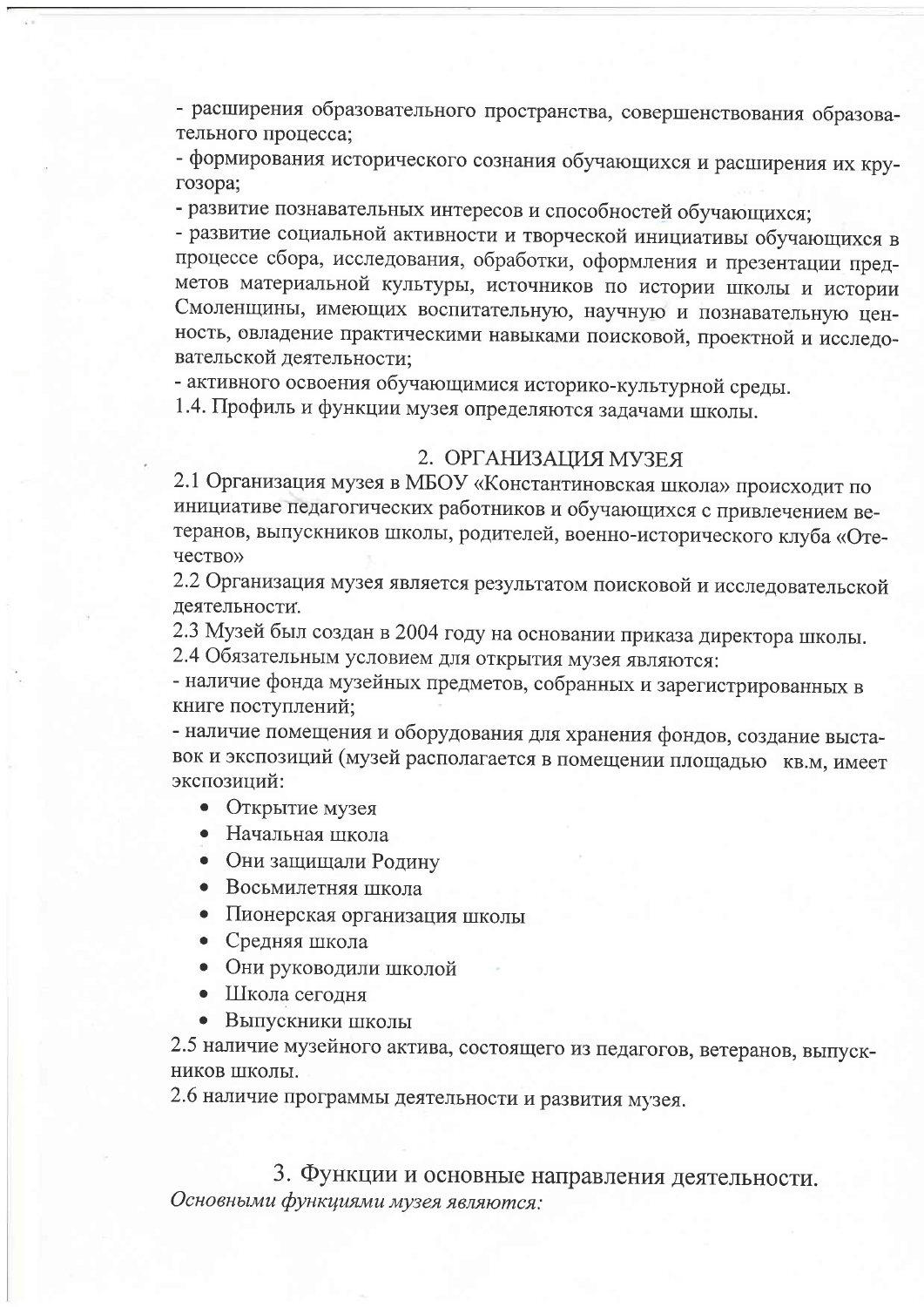- расширения образовательного пространства, совершенствования образовательного процесса;
- формирования исторического сознания обучающихся и расширения их кругозора;
- развитие познавательных интересов и способностей обучающихся;
- развитие социальной активности и творческой инициативы обучающихся в процессе сбора, исследования, обработки, оформления и презентации предметов материальной культуры, источников по истории школы и истории Смоленщины, имеющих воспитательную, научную и познавательную ценность, овладение практическими навыками поисковой, проектной и исследовательской деятельности;
- активного освоения обучающимися историко-культурной среды.

1.4. Профиль и функции музея определяются задачами школы.

## 2. ОРГАНИЗАЦИЯ МУЗЕЯ

2.1 Организация музея в МБОУ «Константиновская школа» происходит по инициативе педагогических работников и обучающихся с привлечением ветеранов, выпускников школы, родителей, военно-исторического клуба «Отечество»

2.2 Организация музея является результатом поисковой и исследовательской деятельности.

2.3 Музей был создан в 2004 году на основании приказа директора школы.

2.4 Обязательным условием для открытия музея являются:

- наличие фонда музейных предметов, собранных и зарегистрированных в книге поступлений;
- наличие помещения и оборудования для хранения фондов, создание выставок и экспозиций (музей располагается в помещении площадью   кв.м, имеет экспозиций:
  - Открытие музея
  - Начальная школа
  - Они защищали Родину
  - Восьмилетняя школа
  - Пионерская организация школы
  - Средняя школа
  - Они руководили школой
  - Школа сегодня
  - Выпускники школы

2.5 наличие музейного актива, состоящего из педагогов, ветеранов, выпускников школы.

2.6 наличие программы деятельности и развития музея.

## 3. Функции и основные направления деятельности.

*Основными функциями музея являются:*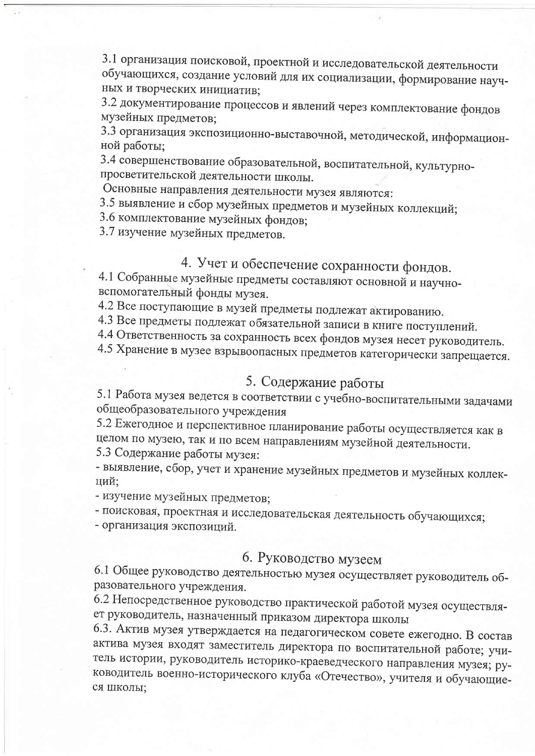3.1 организация поисковой, проектной и исследовательской деятельности обучающихся, создание условий для их социализации, формирование научных и творческих инициатив;

3.2 документирование процессов и явлений через комплектование фондов музейных предметов;

3.3 организация экспозиционно-выставочной, методической, информационной работы;

3.4 совершенствование образовательной, воспитательной, культурно-просветительской деятельности школы.

Основные направления деятельности музея являются:

3.5 выявление и сбор музейных предметов и музейных коллекций;

3.6 комплектование музейных фондов;

3.7 изучение музейных предметов.

## 4. Учет и обеспечение сохранности фондов.

4.1 Собранные музейные предметы составляют основной и научно-вспомогательный фонды музея.

4.2 Все поступающие в музей предметы подлежат актированию.

4.3 Все предметы подлежат обязательной записи в книге поступлений.

4.4 Ответственность за сохранность всех фондов музея несет руководитель.

4.5 Хранение в музее взрывоопасных предметов категорически запрещается.

## 5. Содержание работы

5.1 Работа музея ведется в соответствии с учебно-воспитательными задачами общеобразовательного учреждения

5.2 Ежегодное и перспективное планирование работы осуществляется как в целом по музею, так и по всем направлениям музейной деятельности.

5.3 Содержание работы музея:

- выявление, сбор, учет и хранение музейных предметов и музейных коллекций;
- изучение музейных предметов;
- поисковая, проектная и исследовательская деятельность обучающихся;
- организация экспозиций.

## 6. Руководство музеем

6.1 Общее руководство деятельностью музея осуществляет руководитель образовательного учреждения.

6.2 Непосредственное руководство практической работой музея осуществляет руководитель, назначенный приказом директора школы

6.3. Актив музея утверждается на педагогическом совете ежегодно. В состав актива музея входят заместитель директора по воспитательной работе; учитель истории, руководитель историко-краеведческого направления музея; руководитель военно-исторического клуба «Отечество», учителя и обучающиеся школы;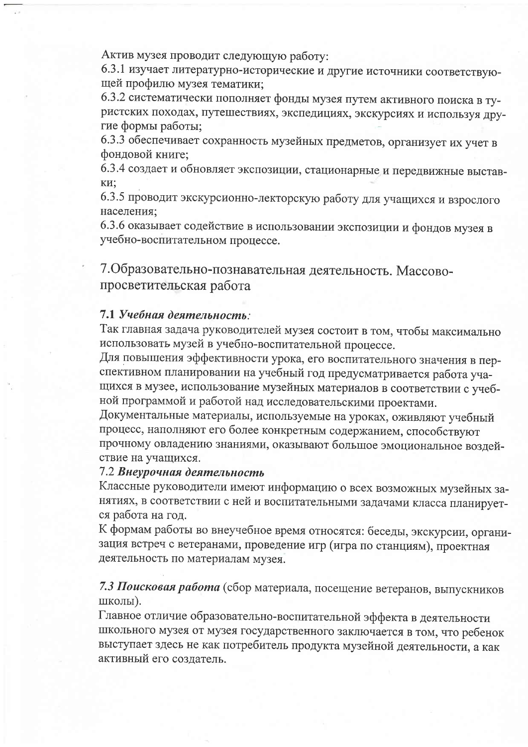Актив музея проводит следующую работу:

6.3.1 изучает литературно-исторические и другие источники соответствующей профилю музея тематики;

6.3.2 систематически пополняет фонды музея путем активного поиска в туристских походах, путешествиях, экспедициях, экскурсиях и используя другие формы работы;

6.3.3 обеспечивает сохранность музейных предметов, организует их учет в фондовой книге;

6.3.4 создает и обновляет экспозиции, стационарные и передвижные выставки;

6.3.5 проводит экскурсионно-лекторскую работу для учащихся и взрослого населения;

6.3.6 оказывает содействие в использовании экспозиции и фондов музея в учебно-воспитательном процессе.

## 7.Образовательно-познавательная деятельность. Массово-просветительская работа

***7.1 Учебная деятельность:***

Так главная задача руководителей музея состоит в том, чтобы максимально использовать музей в учебно-воспитательной процессе.

Для повышения эффективности урока, его воспитательного значения в перспективном планировании на учебный год предусматривается работа учащихся в музее, использование музейных материалов в соответствии с учебной программой и работой над исследовательскими проектами.

Документальные материалы, используемые на уроках, оживляют учебный процесс, наполняют его более конкретным содержанием, способствуют прочному овладению знаниями, оказывают большое эмоциональное воздействие на учащихся.

7.2 ***Внеурочная деятельность***

Классные руководители имеют информацию о всех возможных музейных занятиях, в соответствии с ней и воспитательными задачами класса планируется работа на год.

К формам работы во внеучебное время относятся: беседы, экскурсии, организация встреч с ветеранами, проведение игр (игра по станциям), проектная деятельность по материалам музея.

***7.3 Поисковая работа*** (сбор материала, посещение ветеранов, выпускников школы).

Главное отличие образовательно-воспитательной эффекта в деятельности школьного музея от музея государственного заключается в том, что ребенок выступает здесь не как потребитель продукта музейной деятельности, а как активный его создатель.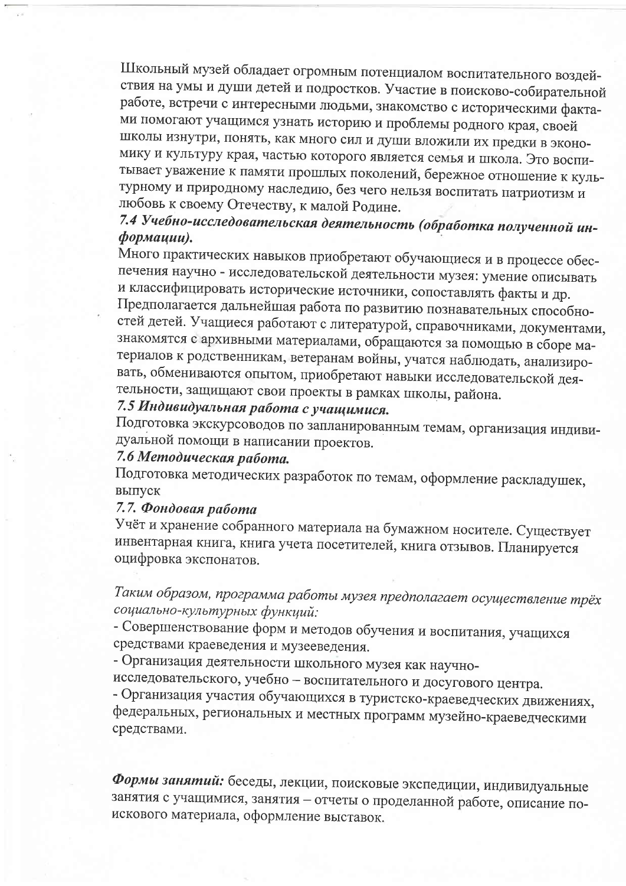Школьный музей обладает огромным потенциалом воспитательного воздействия на умы и души детей и подростков. Участие в поисково-собирательной работе, встречи с интересными людьми, знакомство с историческими фактами помогают учащимся узнать историю и проблемы родного края, своей школы изнутри, понять, как много сил и души вложили их предки в экономику и культуру края, частью которого является семья и школа. Это воспитывает уважение к памяти прошлых поколений, бережное отношение к культурному и природному наследию, без чего нельзя воспитать патриотизм и любовь к своему Отечеству, к малой Родине.

***7.4 Учебно-исследовательская деятельность (обработка полученной информации).***

Много практических навыков приобретают обучающиеся и в процессе обеспечения научно - исследовательской деятельности музея: умение описывать и классифицировать исторические источники, сопоставлять факты и др. Предполагается дальнейшая работа по развитию познавательных способностей детей. Учащиеся работают с литературой, справочниками, документами, знакомятся с архивными материалами, обращаются за помощью в сборе материалов к родственникам, ветеранам войны, учатся наблюдать, анализировать, обмениваются опытом, приобретают навыки исследовательской деятельности, защищают свои проекты в рамках школы, района.

***7.5 Индивидуальная работа с учащимися.***

Подготовка экскурсоводов по запланированным темам, организация индивидуальной помощи в написании проектов.

***7.6 Методическая работа.***

Подготовка методических разработок по темам, оформление раскладушек, выпуск

***7.7. Фондовая работа***

Учёт и хранение собранного материала на бумажном носителе. Существует инвентарная книга, книга учета посетителей, книга отзывов. Планируется оцифровка экспонатов.

*Таким образом, программа работы музея предполагает осуществление трёх социально-культурных функций:*

- Совершенствование форм и методов обучения и воспитания, учащихся средствами краеведения и музееведения.
- Организация деятельности школьного музея как научно-исследовательского, учебно – воспитательного и досугового центра.
- Организация участия обучающихся в туристско-краеведческих движениях, федеральных, региональных и местных программ музейно-краеведческими средствами.

***Формы занятий:*** беседы, лекции, поисковые экспедиции, индивидуальные занятия с учащимися, занятия – отчеты о проделанной работе, описание поискового материала, оформление выставок.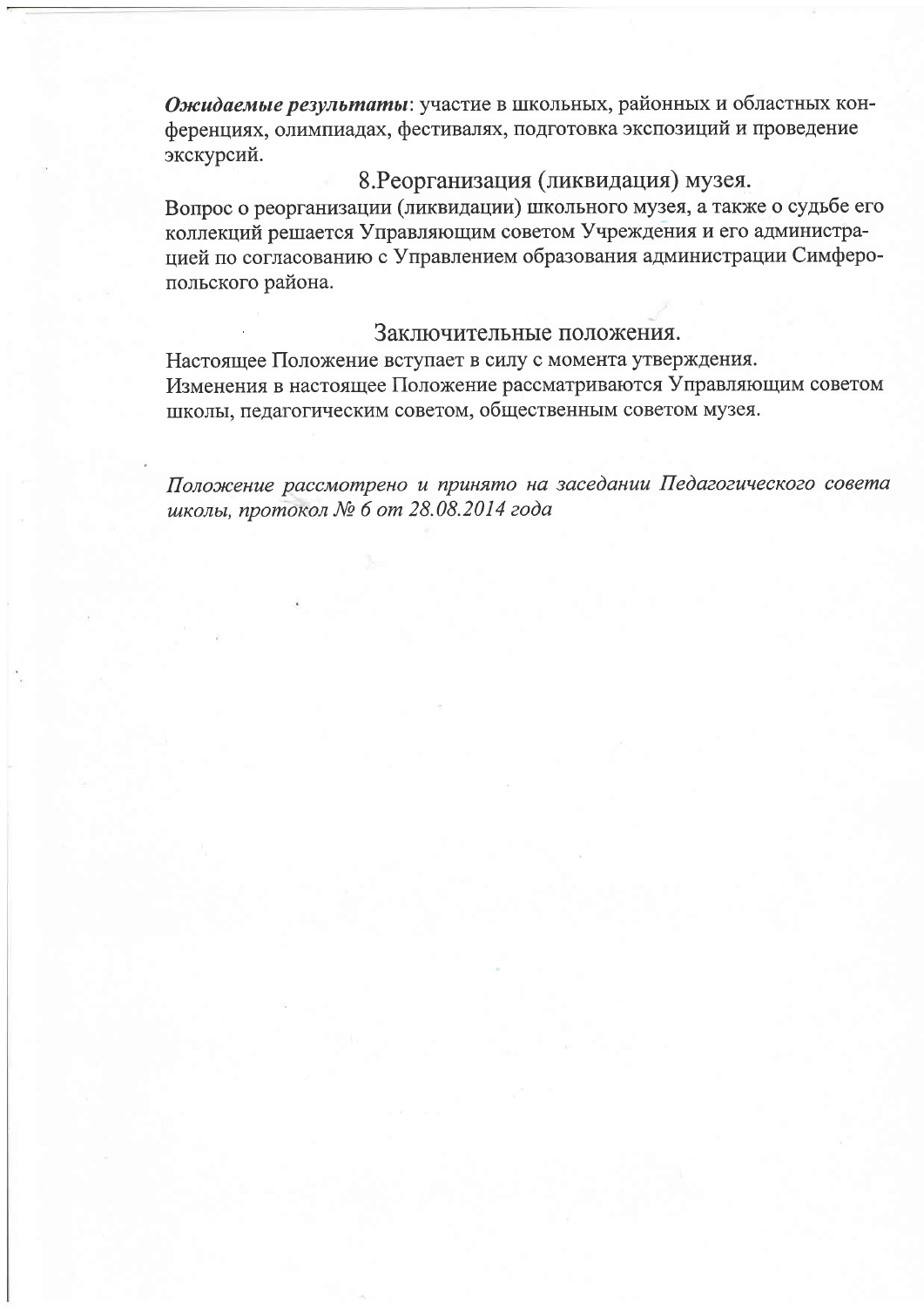***Ожидаемые результаты***: участие в школьных, районных и областных конференциях, олимпиадах, фестивалях, подготовка экспозиций и проведение экскурсий.

## 8.Реорганизация (ликвидация) музея.

Вопрос о реорганизации (ликвидации) школьного музея, а также о судьбе его коллекций решается Управляющим советом Учреждения и его администрацией по согласованию с Управлением образования администрации Симферопольского района.

## Заключительные положения.

Настоящее Положение вступает в силу с момента утверждения.
Изменения в настоящее Положение рассматриваются Управляющим советом школы, педагогическим советом, общественным советом музея.

*Положение рассмотрено и принято на заседании Педагогического совета школы, протокол № 6 от 28.08.2014 года*